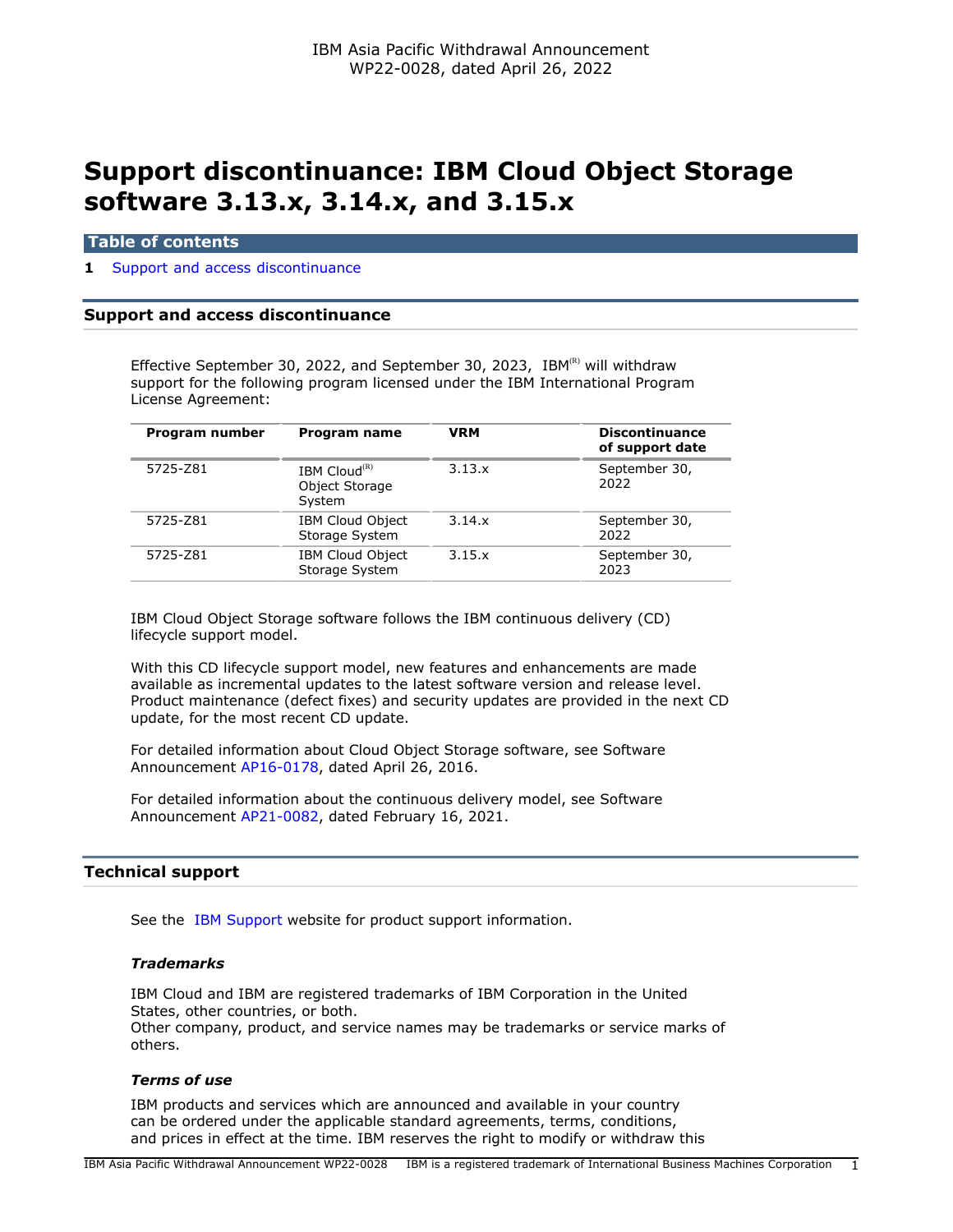IBM Asia Pacific Withdrawal Announcement
WP22-0028, dated April 26, 2022

# Support discontinuance: IBM Cloud Object Storage software 3.13.x, 3.14.x, and 3.15.x

**Table of contents**

1 Support and access discontinuance

## Support and access discontinuance

Effective September 30, 2022, and September 30, 2023, IBM(R) will withdraw support for the following program licensed under the IBM International Program License Agreement:

| Program number | Program name | VRM | Discontinuance of support date |
|---|---|---|---|
| 5725-Z81 | IBM Cloud(R) Object Storage System | 3.13.x | September 30, 2022 |
| 5725-Z81 | IBM Cloud Object Storage System | 3.14.x | September 30, 2022 |
| 5725-Z81 | IBM Cloud Object Storage System | 3.15.x | September 30, 2023 |

IBM Cloud Object Storage software follows the IBM continuous delivery (CD) lifecycle support model.

With this CD lifecycle support model, new features and enhancements are made available as incremental updates to the latest software version and release level. Product maintenance (defect fixes) and security updates are provided in the next CD update, for the most recent CD update.

For detailed information about Cloud Object Storage software, see Software Announcement AP16-0178, dated April 26, 2016.

For detailed information about the continuous delivery model, see Software Announcement AP21-0082, dated February 16, 2021.

## Technical support

See the IBM Support website for product support information.

### *Trademarks*

IBM Cloud and IBM are registered trademarks of IBM Corporation in the United States, other countries, or both.
Other company, product, and service names may be trademarks or service marks of others.

### *Terms of use*

IBM products and services which are announced and available in your country can be ordered under the applicable standard agreements, terms, conditions, and prices in effect at the time. IBM reserves the right to modify or withdraw this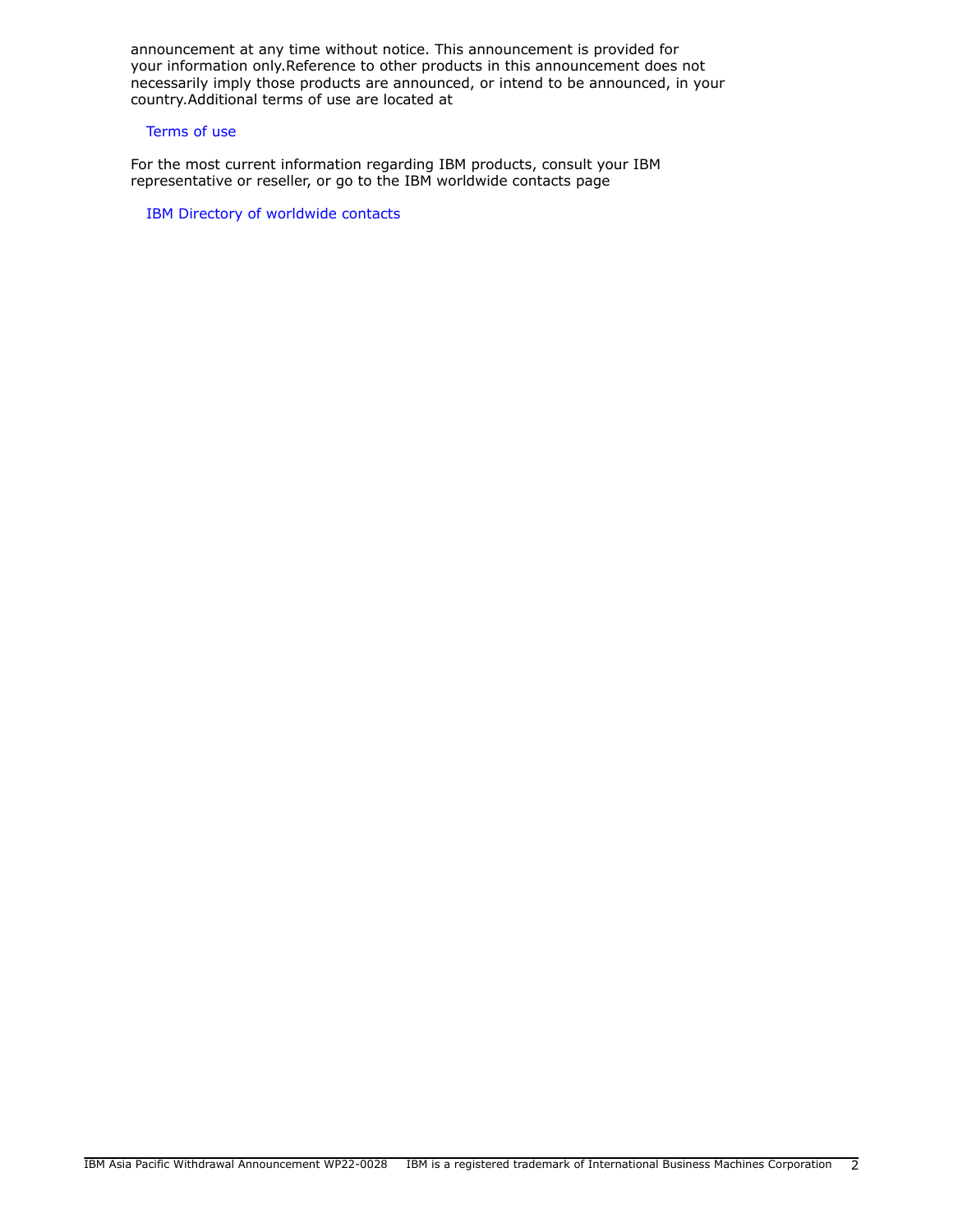announcement at any time without notice. This announcement is provided for your information only.Reference to other products in this announcement does not necessarily imply those products are announced, or intend to be announced, in your country.Additional terms of use are located at

Terms of use

For the most current information regarding IBM products, consult your IBM representative or reseller, or go to the IBM worldwide contacts page

IBM Directory of worldwide contacts